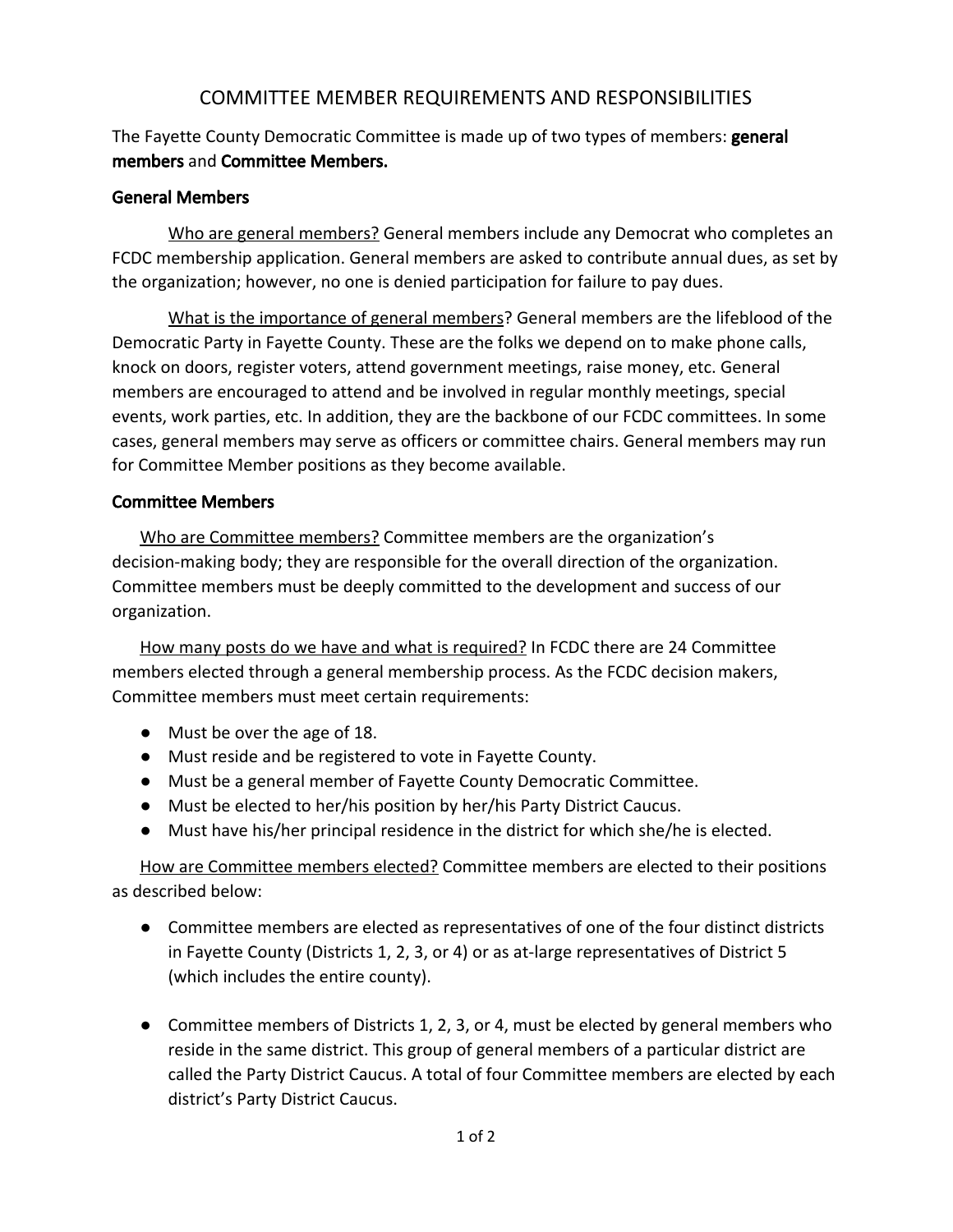# COMMITTEE MEMBER REQUIREMENTS AND RESPONSIBILITIES

The Fayette County Democratic Committee is made up of two types of members: **general members** and **Committee Members.**

## General Members

Who are general members? General members include any Democrat who completes an FCDC membership application. General members are asked to contribute annual dues, as set by the organization; however, no one is denied participation for failure to pay dues.

What is the importance of general members? General members are the lifeblood of the Democratic Party in Fayette County. These are the folks we depend on to make phone calls, knock on doors, register voters, attend government meetings, raise money, etc. General members are encouraged to attend and be involved in regular monthly meetings, special events, work parties, etc. In addition, they are the backbone of our FCDC committees. In some cases, general members may serve as officers or committee chairs. General members may run for Committee Member positions as they become available.

## Committee Members

Who are Committee members? Committee members are the organization's decision-making body; they are responsible for the overall direction of the organization. Committee members must be deeply committed to the development and success of our organization.

How many posts do we have and what is required? In FCDC there are 24 Committee members elected through a general membership process. As the FCDC decision makers, Committee members must meet certain requirements:

- Must be over the age of 18.
- Must reside and be registered to vote in Fayette County.
- Must be a general member of Fayette County Democratic Committee.
- Must be elected to her/his position by her/his Party District Caucus.
- Must have his/her principal residence in the district for which she/he is elected.

How are Committee members elected? Committee members are elected to their positions as described below:

- Committee members are elected as representatives of one of the four distinct districts in Fayette County (Districts 1, 2, 3, or 4) or as at-large representatives of District 5 (which includes the entire county).

- Committee members of Districts 1, 2, 3, or 4, must be elected by general members who reside in the same district. This group of general members of a particular district are called the Party District Caucus. A total of four Committee members are elected by each district's Party District Caucus.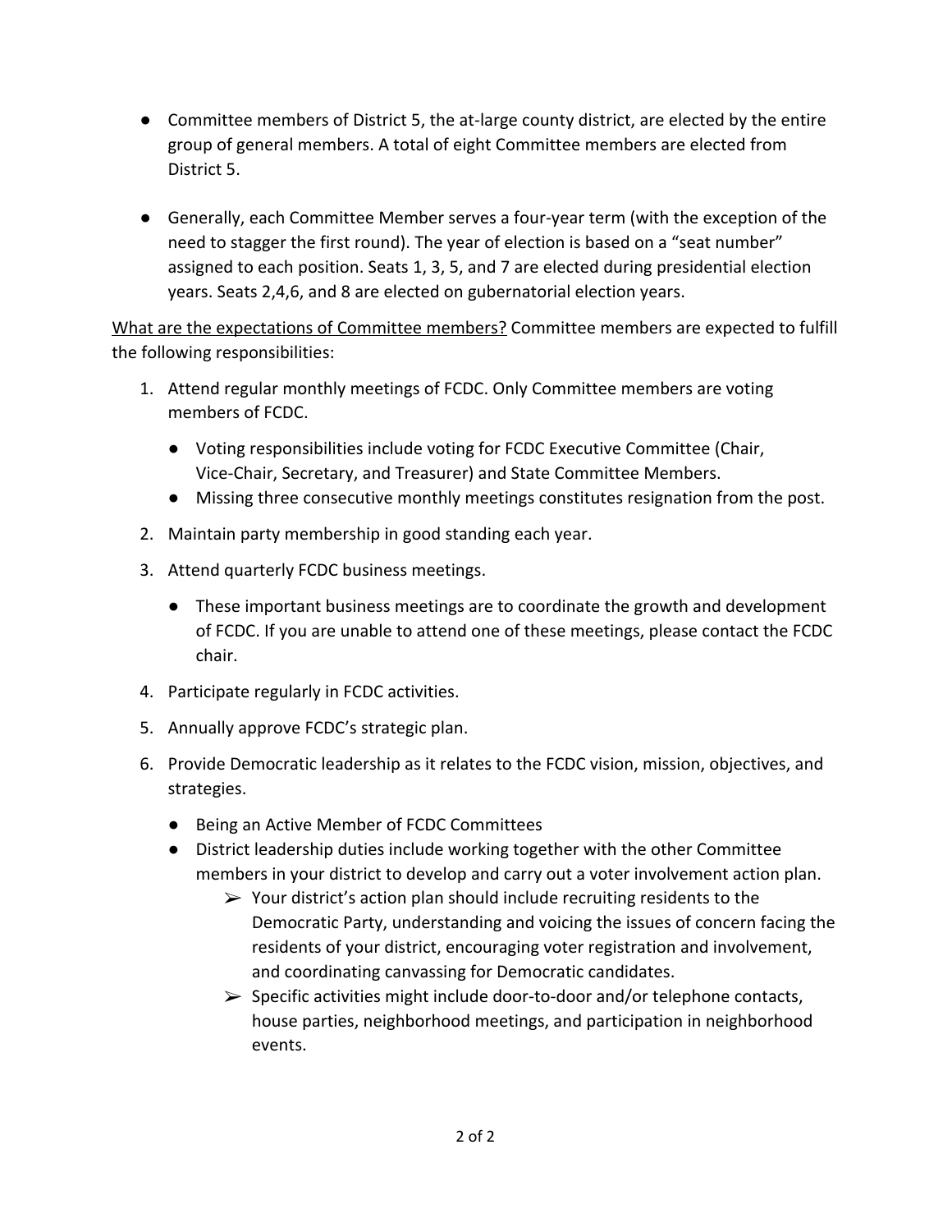- Committee members of District 5, the at-large county district, are elected by the entire group of general members. A total of eight Committee members are elected from District 5.

- Generally, each Committee Member serves a four-year term (with the exception of the need to stagger the first round). The year of election is based on a "seat number" assigned to each position. Seats 1, 3, 5, and 7 are elected during presidential election years. Seats 2,4,6, and 8 are elected on gubernatorial election years.

<u>What are the expectations of Committee members?</u> Committee members are expected to fulfill the following responsibilities:

1. Attend regular monthly meetings of FCDC. Only Committee members are voting members of FCDC.
   - Voting responsibilities include voting for FCDC Executive Committee (Chair, Vice-Chair, Secretary, and Treasurer) and State Committee Members.
   - Missing three consecutive monthly meetings constitutes resignation from the post.
2. Maintain party membership in good standing each year.
3. Attend quarterly FCDC business meetings.
   - These important business meetings are to coordinate the growth and development of FCDC. If you are unable to attend one of these meetings, please contact the FCDC chair.
4. Participate regularly in FCDC activities.
5. Annually approve FCDC's strategic plan.
6. Provide Democratic leadership as it relates to the FCDC vision, mission, objectives, and strategies.
   - Being an Active Member of FCDC Committees
   - District leadership duties include working together with the other Committee members in your district to develop and carry out a voter involvement action plan.
     - Your district's action plan should include recruiting residents to the Democratic Party, understanding and voicing the issues of concern facing the residents of your district, encouraging voter registration and involvement, and coordinating canvassing for Democratic candidates.
     - Specific activities might include door-to-door and/or telephone contacts, house parties, neighborhood meetings, and participation in neighborhood events.